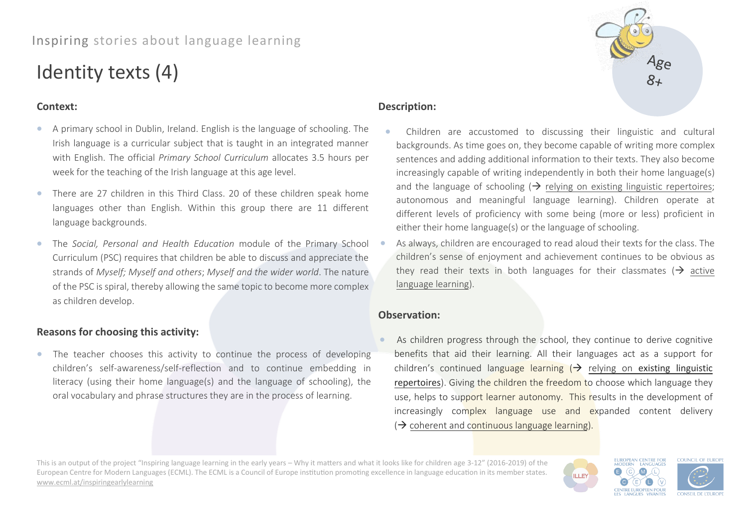Inspiring stories about language learning

# Identity texts (4)

Age 8+

### Context:

- A primary school in Dublin, Ireland. English is the language of schooling. The Irish language is a curricular subject that is taught in an integrated manner with English. The official *Primary School Curriculum* allocates 3.5 hours per week for the teaching of the Irish language at this age level.
- There are 27 children in this Third Class. 20 of these children speak home languages other than English. Within this group there are 11 different language backgrounds.
- The *Social, Personal and Health Education* module of the Primary School Curriculum (PSC) requires that children be able to discuss and appreciate the strands of *Myself; Myself and others*; *Myself and the wider world*. The nature of the PSC is spiral, thereby allowing the same topic to become more complex as children develop.

### Reasons for choosing this activity:

- The teacher chooses this activity to continue the process of developing children's self-awareness/self-reflection and to continue embedding in literacy (using their home language(s) and the language of schooling), the oral vocabulary and phrase structures they are in the process of learning.

### Description:

- Children are accustomed to discussing their linguistic and cultural backgrounds. As time goes on, they become capable of writing more complex sentences and adding additional information to their texts. They also become increasingly capable of writing independently in both their home language(s) and the language of schooling (→ relying on existing linguistic repertoires; autonomous and meaningful language learning). Children operate at different levels of proficiency with some being (more or less) proficient in either their home language(s) or the language of schooling.
- As always, children are encouraged to read aloud their texts for the class. The children's sense of enjoyment and achievement continues to be obvious as they read their texts in both languages for their classmates (→ active language learning).

### Observation:

- As children progress through the school, they continue to derive cognitive benefits that aid their learning. All their languages act as a support for children's continued language learning (→ relying on existing linguistic repertoires). Giving the children the freedom to choose which language they use, helps to support learner autonomy. This results in the development of increasingly complex language use and expanded content delivery (→ coherent and continuous language learning).

This is an output of the project "Inspiring language learning in the early years – Why it matters and what it looks like for children age 3-12" (2016-2019) of the European Centre for Modern Languages (ECML). The ECML is a Council of Europe institution promoting excellence in language education in its member states. www.ecml.at/inspiringearlylearning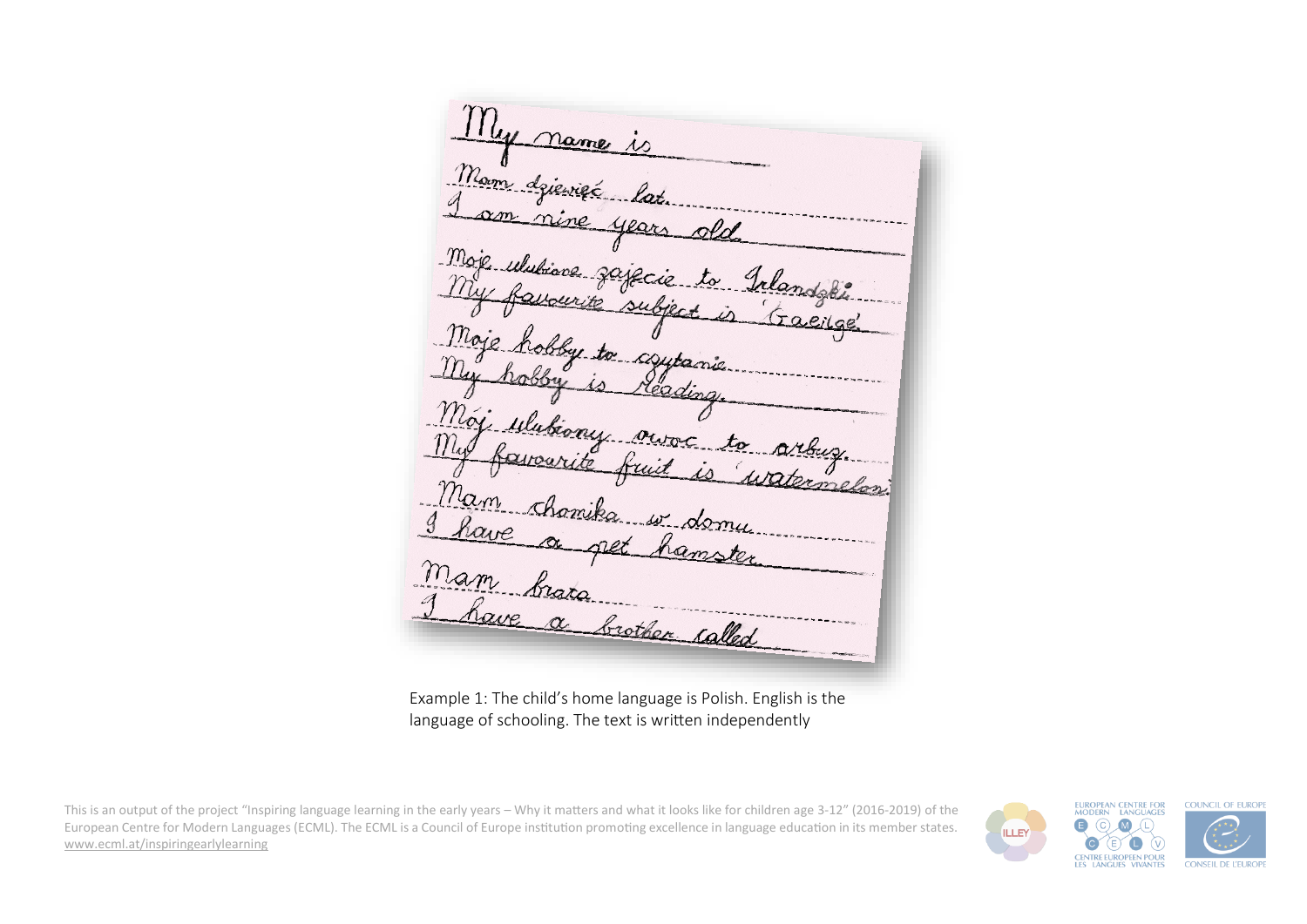My name is

Mam dziewięć lat.

I am nine years old.

Moje ulubione zajęcie to Irlandzki.

My favourite subject is 'Gaeilge'.

Moje hobby to czytanie.

My hobby is reading.

Mój ulubiony owoc to arbuz.

My favourite fruit is 'watermelon'.

Mam chomika w domu.

I have a pet hamster.

Mam brata.

I have a brother called

Example 1: The child's home language is Polish. English is the language of schooling. The text is written independently

This is an output of the project "Inspiring language learning in the early years – Why it matters and what it looks like for children age 3-12" (2016-2019) of the European Centre for Modern Languages (ECML). The ECML is a Council of Europe institution promoting excellence in language education in its member states. www.ecml.at/inspiringearlylearning